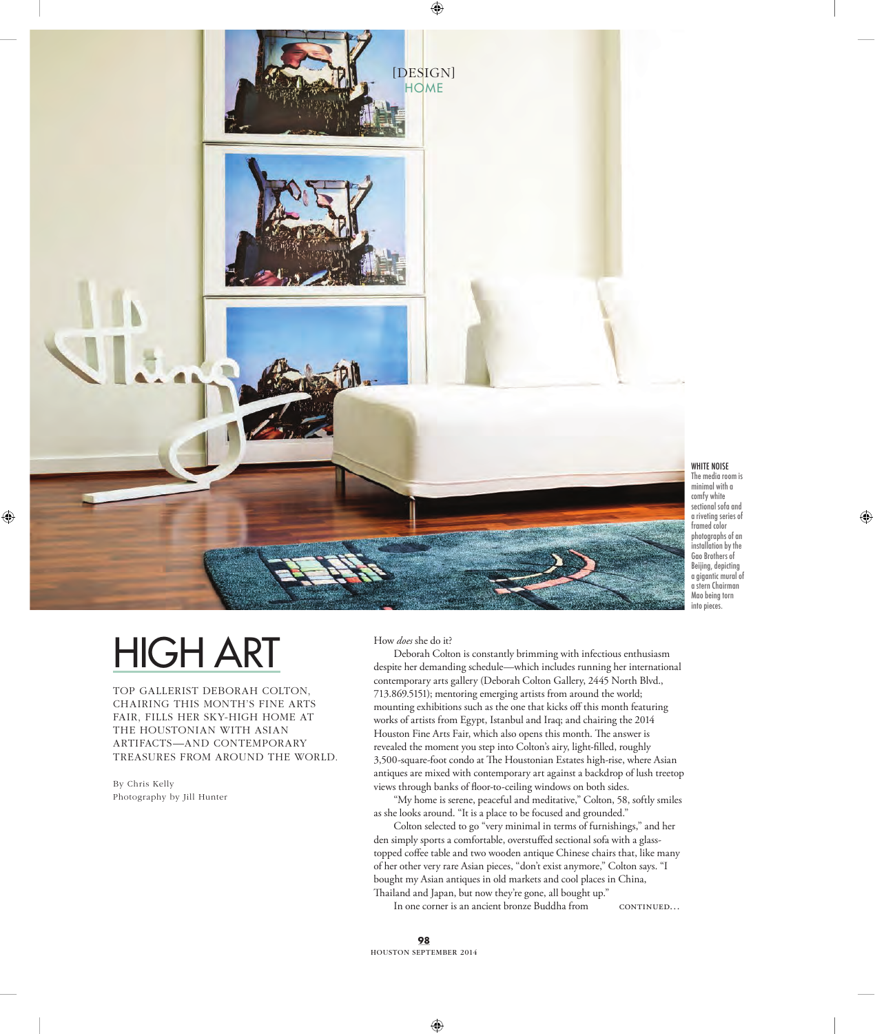[DESIGN]
HOME

**WHITE NOISE**
The media room is minimal with a comfy white sectional sofa and a riveting series of framed color photographs of an installation by the Gao Brothers of Beijing, depicting a gigantic mural of a stern Chairman Mao being torn into pieces.

# HIGH ART

TOP GALLERIST DEBORAH COLTON, CHAIRING THIS MONTH'S FINE ARTS FAIR, FILLS HER SKY-HIGH HOME AT THE HOUSTONIAN WITH ASIAN ARTIFACTS—AND CONTEMPORARY TREASURES FROM AROUND THE WORLD.

By Chris Kelly
Photography by Jill Hunter

How *does* she do it?

Deborah Colton is constantly brimming with infectious enthusiasm despite her demanding schedule—which includes running her international contemporary arts gallery (Deborah Colton Gallery, 2445 North Blvd., 713.869.5151); mentoring emerging artists from around the world; mounting exhibitions such as the one that kicks off this month featuring works of artists from Egypt, Istanbul and Iraq; and chairing the 2014 Houston Fine Arts Fair, which also opens this month. The answer is revealed the moment you step into Colton's airy, light-filled, roughly 3,500-square-foot condo at The Houstonian Estates high-rise, where Asian antiques are mixed with contemporary art against a backdrop of lush treetop views through banks of floor-to-ceiling windows on both sides.

"My home is serene, peaceful and meditative," Colton, 58, softly smiles as she looks around. "It is a place to be focused and grounded."

Colton selected to go "very minimal in terms of furnishings," and her den simply sports a comfortable, overstuffed sectional sofa with a glass-topped coffee table and two wooden antique Chinese chairs that, like many of her other very rare Asian pieces, "don't exist anymore," Colton says. "I bought my Asian antiques in old markets and cool places in China, Thailand and Japan, but now they're gone, all bought up."

In one corner is an ancient bronze Buddha from CONTINUED...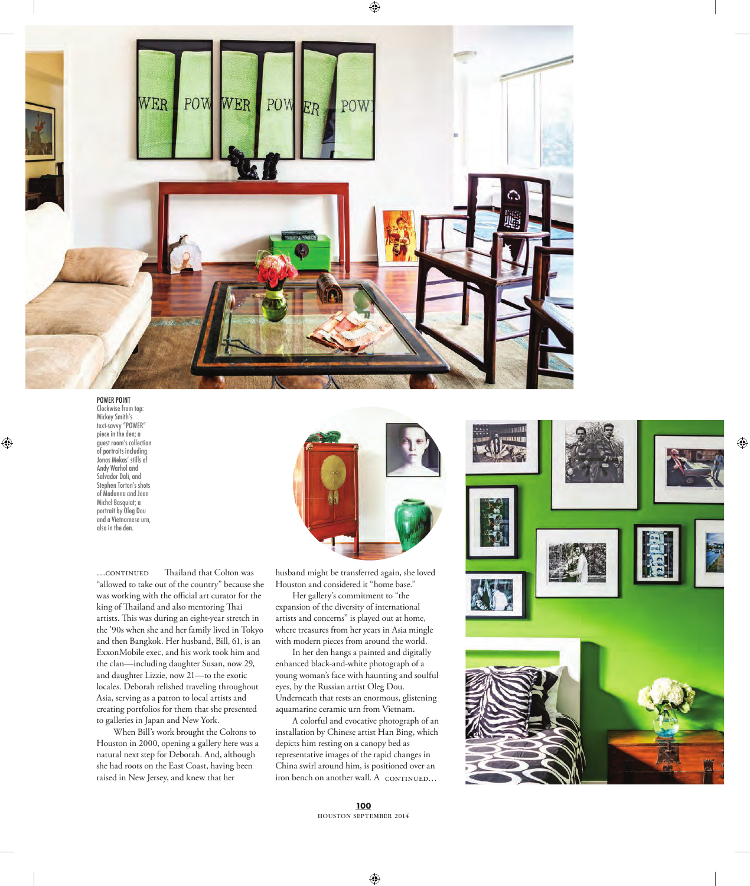**POWER POINT**
Clockwise from top: Mickey Smith's text-savvy "POWER" piece in the den; a guest room's collection of portraits including Jonas Mekas' stills of Andy Warhol and Salvador Dali, and Stephen Torton's shots of Madonna and Jean Michel Basquiat; a portrait by Oleg Dou and a Vietnamese urn, also in the den.

…CONTINUED Thailand that Colton was "allowed to take out of the country" because she was working with the official art curator for the king of Thailand and also mentoring Thai artists. This was during an eight-year stretch in the '90s when she and her family lived in Tokyo and then Bangkok. Her husband, Bill, 61, is an ExxonMobile exec, and his work took him and the clan—including daughter Susan, now 29, and daughter Lizzie, now 21—to the exotic locales. Deborah relished traveling throughout Asia, serving as a patron to local artists and creating portfolios for them that she presented to galleries in Japan and New York.

When Bill's work brought the Coltons to Houston in 2000, opening a gallery here was a natural next step for Deborah. And, although she had roots on the East Coast, having been raised in New Jersey, and knew that her husband might be transferred again, she loved Houston and considered it "home base."

Her gallery's commitment to "the expansion of the diversity of international artists and concerns" is played out at home, where treasures from her years in Asia mingle with modern pieces from around the world.

In her den hangs a painted and digitally enhanced black-and-white photograph of a young woman's face with haunting and soulful eyes, by the Russian artist Oleg Dou. Underneath that rests an enormous, glistening aquamarine ceramic urn from Vietnam.

A colorful and evocative photograph of an installation by Chinese artist Han Bing, which depicts him resting on a canopy bed as representative images of the rapid changes in China swirl around him, is positioned over an iron bench on another wall. A CONTINUED…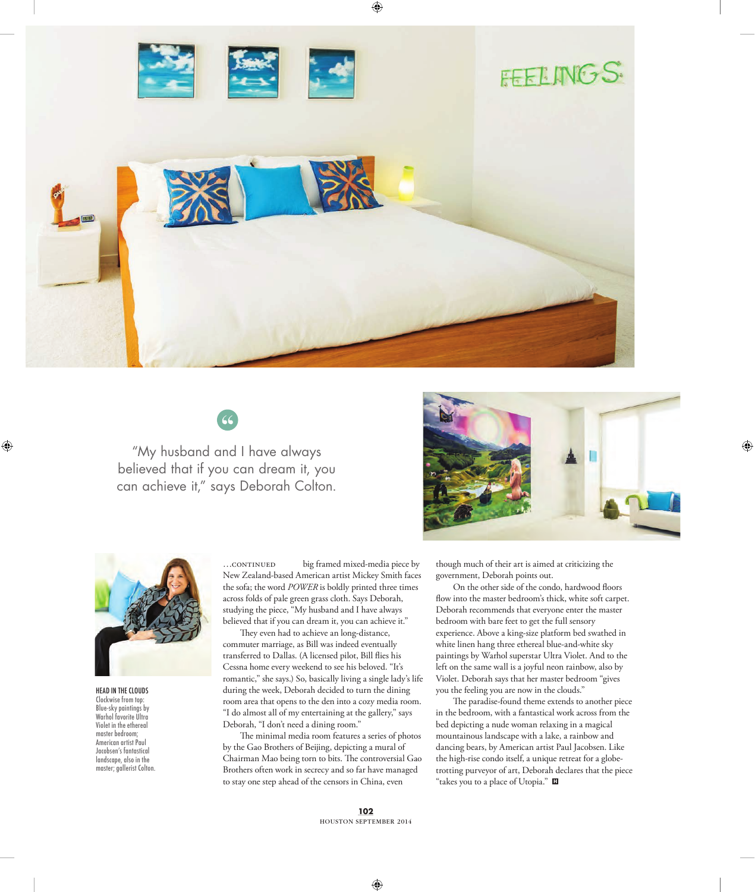"My husband and I have always believed that if you can dream it, you can achieve it," says Deborah Colton.

**HEAD IN THE CLOUDS**
Clockwise from top: Blue-sky paintings by Warhol favorite Ultra Violet in the ethereal master bedroom; American artist Paul Jacobsen's fantastical landscape, also in the master; gallerist Colton.

...CONTINUED big framed mixed-media piece by New Zealand-based American artist Mickey Smith faces the sofa; the word *POWER* is boldly printed three times across folds of pale green grass cloth. Says Deborah, studying the piece, "My husband and I have always believed that if you can dream it, you can achieve it."

They even had to achieve an long-distance, commuter marriage, as Bill was indeed eventually transferred to Dallas. (A licensed pilot, Bill flies his Cessna home every weekend to see his beloved. "It's romantic," she says.) So, basically living a single lady's life during the week, Deborah decided to turn the dining room area that opens to the den into a cozy media room. "I do almost all of my entertaining at the gallery," says Deborah, "I don't need a dining room."

The minimal media room features a series of photos by the Gao Brothers of Beijing, depicting a mural of Chairman Mao being torn to bits. The controversial Gao Brothers often work in secrecy and so far have managed to stay one step ahead of the censors in China, even though much of their art is aimed at criticizing the government, Deborah points out.

On the other side of the condo, hardwood floors flow into the master bedroom's thick, white soft carpet. Deborah recommends that everyone enter the master bedroom with bare feet to get the full sensory experience. Above a king-size platform bed swathed in white linen hang three ethereal blue-and-white sky paintings by Warhol superstar Ultra Violet. And to the left on the same wall is a joyful neon rainbow, also by Violet. Deborah says that her master bedroom "gives you the feeling you are now in the clouds."

The paradise-found theme extends to another piece in the bedroom, with a fantastical work across from the bed depicting a nude woman relaxing in a magical mountainous landscape with a lake, a rainbow and dancing bears, by American artist Paul Jacobsen. Like the high-rise condo itself, a unique retreat for a globe-trotting purveyor of art, Deborah declares that the piece "takes you to a place of Utopia." H